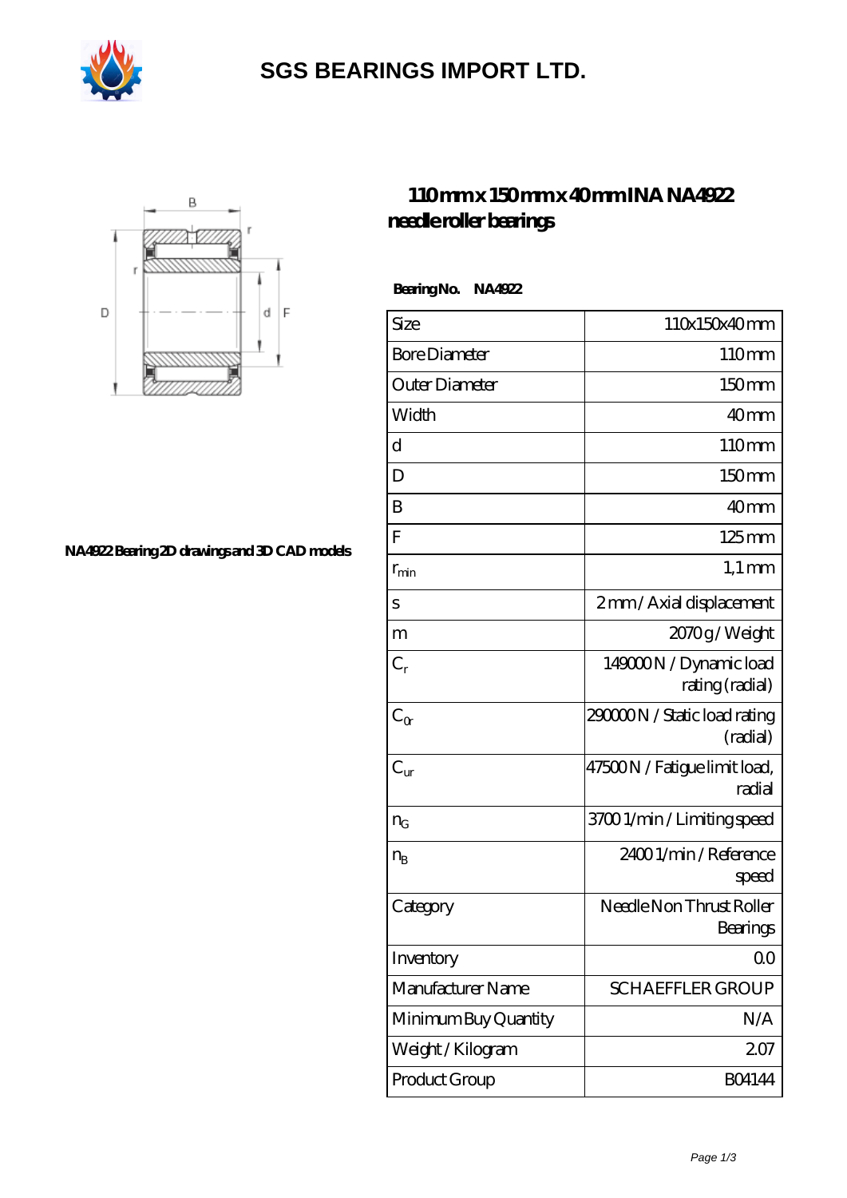# SGS BEARINGS IMPORT LTD.

## 110 mm x 150 mm x 40 mm INA NA4922 needle roller bearings

NA4922 Bearing 2D drawings and 3D CAD models

**Bearing No. NA4922**

| Size | 110x150x40 mm |
|---|---|
| Bore Diameter | 110 mm |
| Outer Diameter | 150 mm |
| Width | 40 mm |
| d | 110 mm |
| D | 150 mm |
| B | 40 mm |
| F | 125 mm |
| $r_{min}$ | 1,1 mm |
| s | 2 mm / Axial displacement |
| m | 2070 g / Weight |
| $C_r$ | 149000 N / Dynamic load rating (radial) |
| $C_{0r}$ | 290000 N / Static load rating (radial) |
| $C_{ur}$ | 47500 N / Fatigue limit load, radial |
| $n_G$ | 3700 1/min / Limiting speed |
| $n_B$ | 2400 1/min / Reference speed |
| Category | Needle Non Thrust Roller Bearings |
| Inventory | 0.0 |
| Manufacturer Name | SCHAEFFLER GROUP |
| Minimum Buy Quantity | N/A |
| Weight / Kilogram | 2.07 |
| Product Group | B04144 |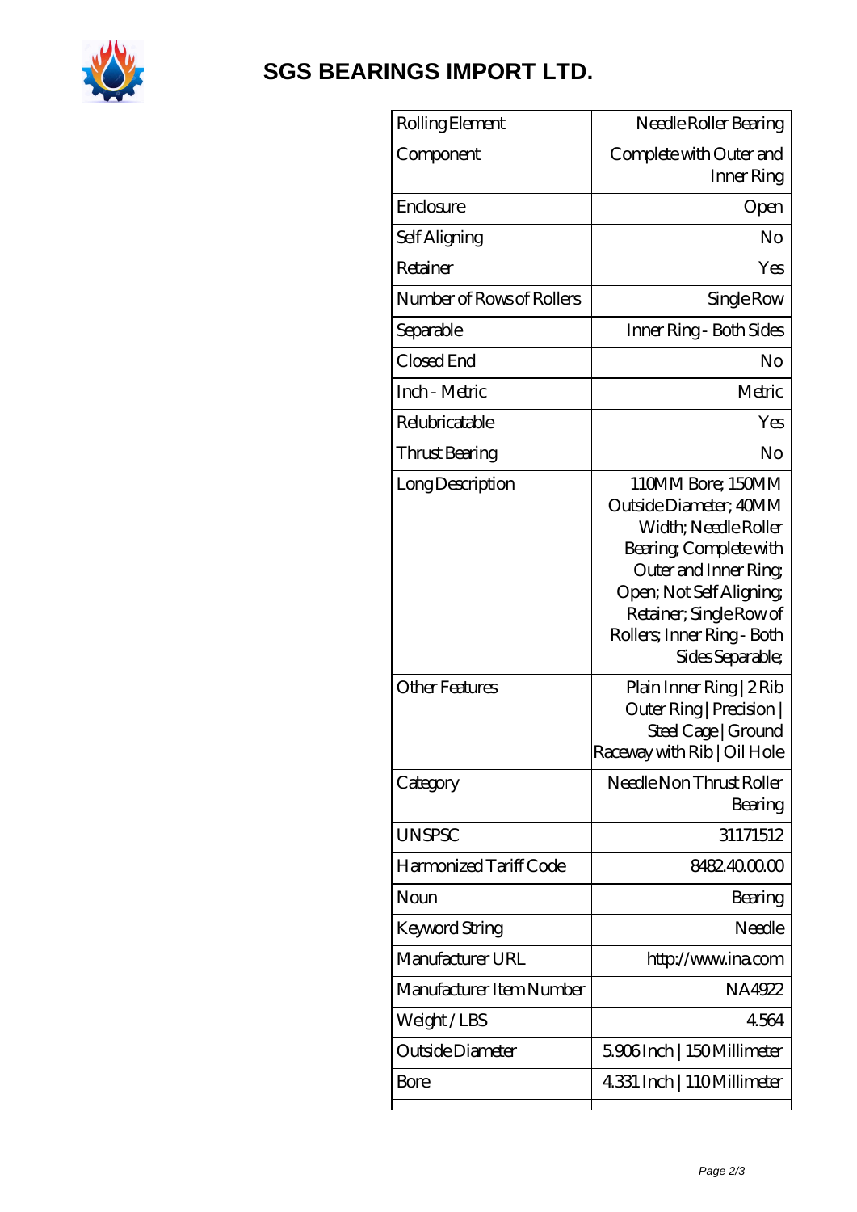# SGS BEARINGS IMPORT LTD.

| Rolling Element | Needle Roller Bearing |
|---|---|
| Component | Complete with Outer and Inner Ring |
| Enclosure | Open |
| Self Aligning | No |
| Retainer | Yes |
| Number of Rows of Rollers | Single Row |
| Separable | Inner Ring - Both Sides |
| Closed End | No |
| Inch - Metric | Metric |
| Relubricatable | Yes |
| Thrust Bearing | No |
| Long Description | 110MM Bore; 150MM Outside Diameter; 40MM Width; Needle Roller Bearing; Complete with Outer and Inner Ring; Open; Not Self Aligning; Retainer; Single Row of Rollers; Inner Ring - Both Sides Separable; |
| Other Features | Plain Inner Ring \| 2 Rib Outer Ring \| Precision \| Steel Cage \| Ground Raceway with Rib \| Oil Hole |
| Category | Needle Non Thrust Roller Bearing |
| UNSPSC | 31171512 |
| Harmonized Tariff Code | 8482.40.00.00 |
| Noun | Bearing |
| Keyword String | Needle |
| Manufacturer URL | http://www.ina.com |
| Manufacturer Item Number | NA4922 |
| Weight / LBS | 4.564 |
| Outside Diameter | 5.906 Inch \| 150 Millimeter |
| Bore | 4.331 Inch \| 110 Millimeter |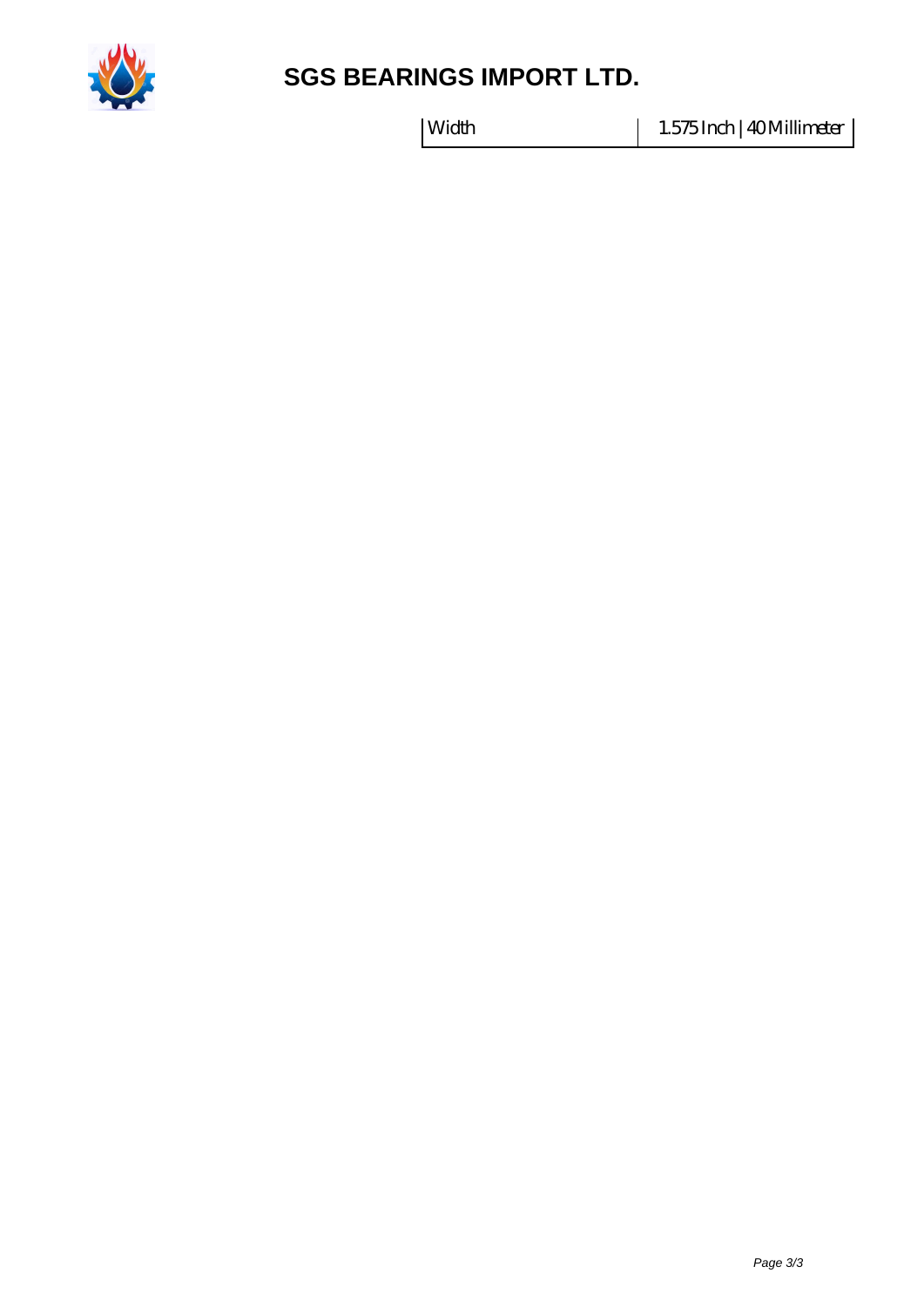| | |
|---|---|
| Width | 1.575 Inch \| 40 Millimeter |